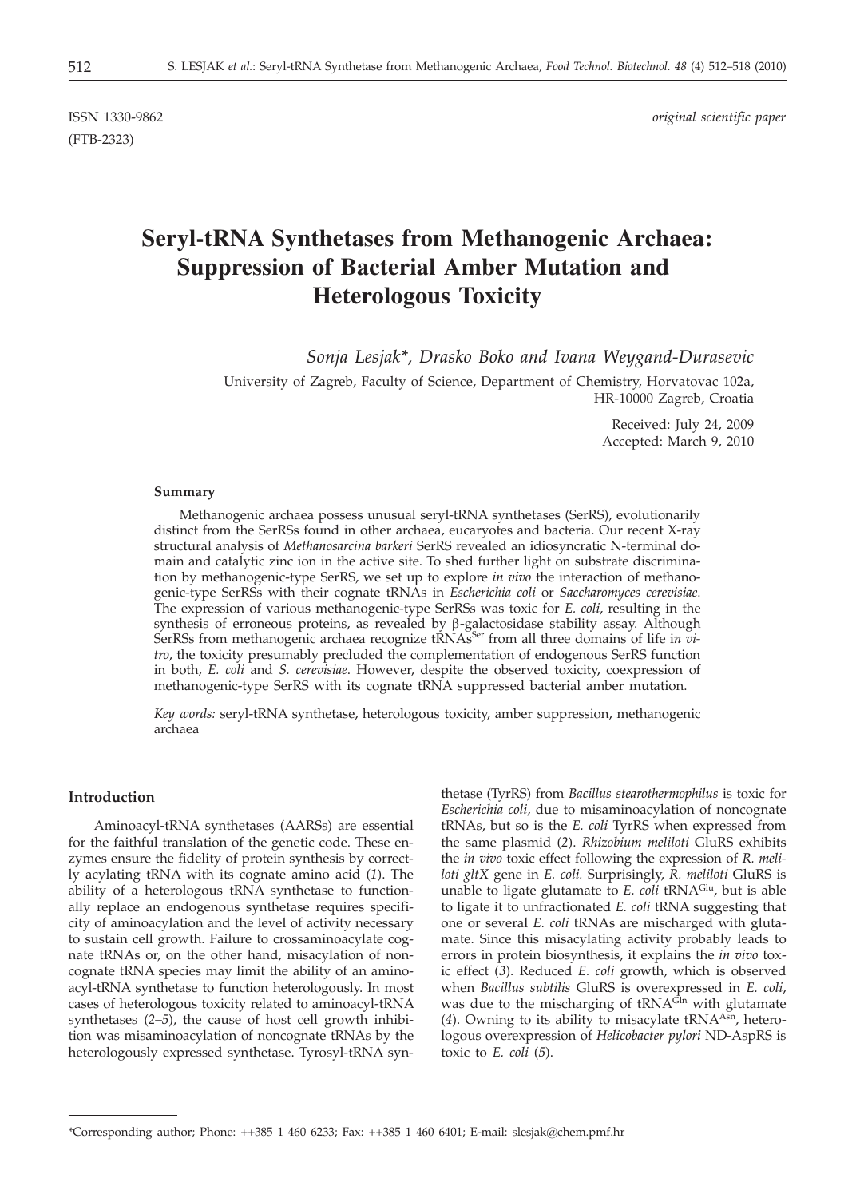ISSN 1330-9862 *original scientific paper*
(FTB-2323)

# Seryl-tRNA Synthetases from Methanogenic Archaea: Suppression of Bacterial Amber Mutation and Heterologous Toxicity

*Sonja Lesjak\*, Drasko Boko and Ivana Weygand-Durasevic*

University of Zagreb, Faculty of Science, Department of Chemistry, Horvatovac 102a, HR-10000 Zagreb, Croatia

Received: July 24, 2009
Accepted: March 9, 2010

### Summary

Methanogenic archaea possess unusual seryl-tRNA synthetases (SerRS), evolutionarily distinct from the SerRSs found in other archaea, eucaryotes and bacteria. Our recent X-ray structural analysis of *Methanosarcina barkeri* SerRS revealed an idiosyncratic N-terminal domain and catalytic zinc ion in the active site. To shed further light on substrate discrimination by methanogenic-type SerRS, we set up to explore *in vivo* the interaction of methanogenic-type SerRSs with their cognate tRNAs in *Escherichia coli* or *Saccharomyces cerevisiae*. The expression of various methanogenic-type SerRSs was toxic for *E. coli*, resulting in the synthesis of erroneous proteins, as revealed by β-galactosidase stability assay. Although SerRSs from methanogenic archaea recognize $tRNAs^{Ser}$ from all three domains of life *in vitro*, the toxicity presumably precluded the complementation of endogenous SerRS function in both, *E. coli* and *S. cerevisiae*. However, despite the observed toxicity, coexpression of methanogenic-type SerRS with its cognate tRNA suppressed bacterial amber mutation.

*Key words:* seryl-tRNA synthetase, heterologous toxicity, amber suppression, methanogenic archaea

### Introduction

Aminoacyl-tRNA synthetases (AARSs) are essential for the faithful translation of the genetic code. These enzymes ensure the fidelity of protein synthesis by correctly acylating tRNA with its cognate amino acid (*1*). The ability of a heterologous tRNA synthetase to functionally replace an endogenous synthetase requires specificity of aminoacylation and the level of activity necessary to sustain cell growth. Failure to crossaminoacylate cognate tRNAs or, on the other hand, misacylation of noncognate tRNA species may limit the ability of an aminoacyl-tRNA synthetase to function heterologously. In most cases of heterologous toxicity related to aminoacyl-tRNA synthetases (*2–5*), the cause of host cell growth inhibition was misaminoacylation of noncognate tRNAs by the heterologously expressed synthetase. Tyrosyl-tRNA synthetase (TyrRS) from *Bacillus stearothermophilus* is toxic for *Escherichia coli*, due to misaminoacylation of noncognate tRNAs, but so is the *E. coli* TyrRS when expressed from the same plasmid (*2*). *Rhizobium meliloti* GluRS exhibits the *in vivo* toxic effect following the expression of *R. meliloti gltX* gene in *E. coli.* Surprisingly, *R. meliloti* GluRS is unable to ligate glutamate to *E. coli* $tRNA^{Glu}$, but is able to ligate it to unfractionated *E. coli* tRNA suggesting that one or several *E. coli* tRNAs are mischarged with glutamate. Since this misacylating activity probably leads to errors in protein biosynthesis, it explains the *in vivo* toxic effect (*3*). Reduced *E. coli* growth, which is observed when *Bacillus subtilis* GluRS is overexpressed in *E. coli*, was due to the mischarging of $tRNA^{Gln}$ with glutamate (*4*). Owning to its ability to misacylate $tRNA^{Asn}$, heterologous overexpression of *Helicobacter pylori* ND-AspRS is toxic to *E. coli* (*5*).

---

\*Corresponding author; Phone: ++385 1 460 6233; Fax: ++385 1 460 6401; E-mail: slesjak@chem.pmf.hr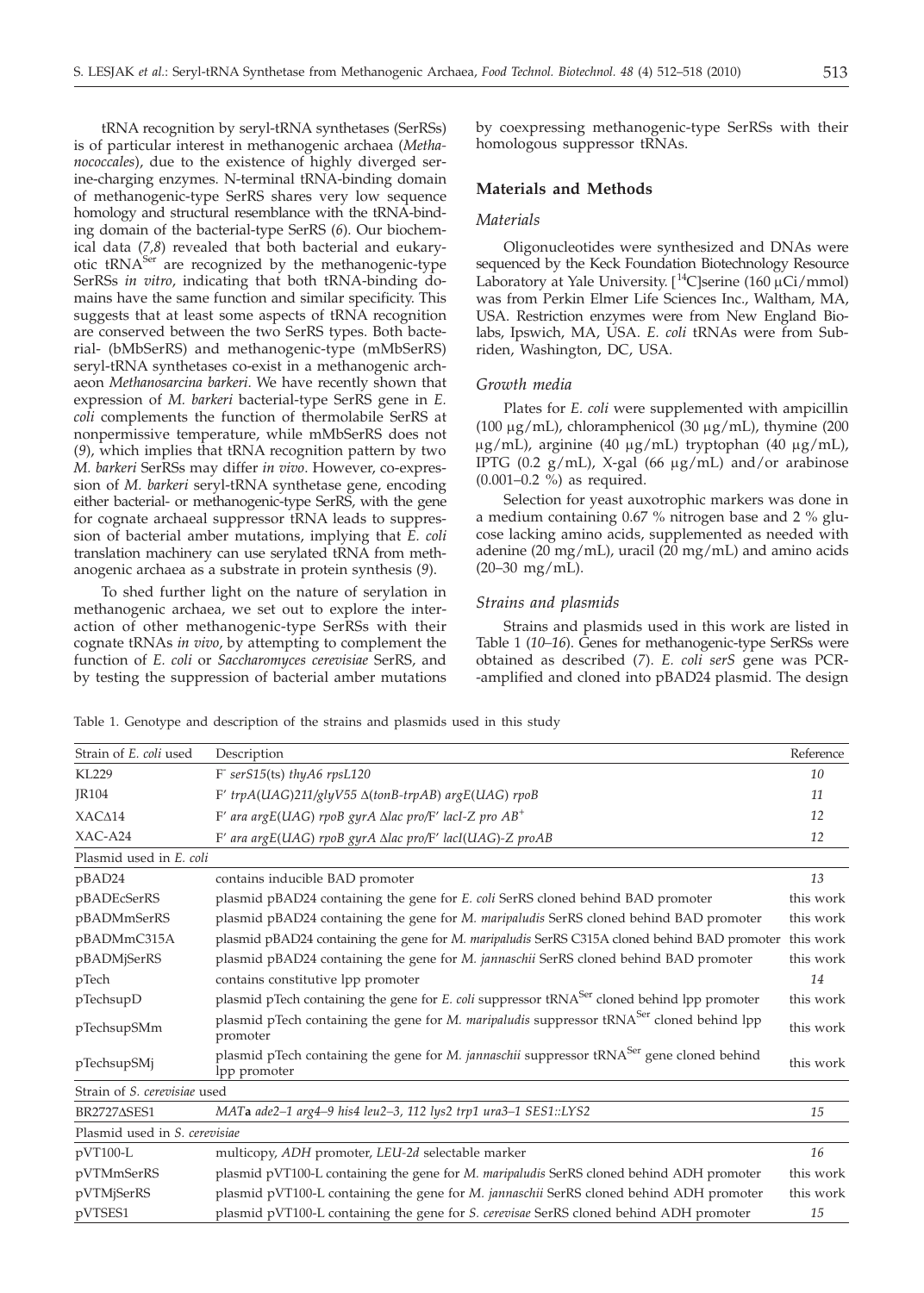tRNA recognition by seryl-tRNA synthetases (SerRSs) is of particular interest in methanogenic archaea (*Methanococcales*), due to the existence of highly diverged serine-charging enzymes. N-terminal tRNA-binding domain of methanogenic-type SerRS shares very low sequence homology and structural resemblance with the tRNA-binding domain of the bacterial-type SerRS (*6*). Our biochemical data (*7,8*) revealed that both bacterial and eukaryotic $tRNA^{Ser}$ are recognized by the methanogenic-type SerRSs *in vitro*, indicating that both tRNA-binding domains have the same function and similar specificity. This suggests that at least some aspects of tRNA recognition are conserved between the two SerRS types. Both bacterial- (bMbSerRS) and methanogenic-type (mMbSerRS) seryl-tRNA synthetases co-exist in a methanogenic archaeon *Methanosarcina barkeri*. We have recently shown that expression of *M. barkeri* bacterial-type SerRS gene in *E. coli* complements the function of thermolabile SerRS at nonpermissive temperature, while mMbSerRS does not (*9*), which implies that tRNA recognition pattern by two *M. barkeri* SerRSs may differ *in vivo*. However, co-expression of *M. barkeri* seryl-tRNA synthetase gene, encoding either bacterial- or methanogenic-type SerRS, with the gene for cognate archaeal suppressor tRNA leads to suppression of bacterial amber mutations, implying that *E. coli* translation machinery can use serylated tRNA from methanogenic archaea as a substrate in protein synthesis (*9*).

To shed further light on the nature of serylation in methanogenic archaea, we set out to explore the interaction of other methanogenic-type SerRSs with their cognate tRNAs *in vivo*, by attempting to complement the function of *E. coli* or *Saccharomyces cerevisiae* SerRS, and by testing the suppression of bacterial amber mutations by coexpressing methanogenic-type SerRSs with their homologous suppressor tRNAs.

## Materials and Methods

### Materials

Oligonucleotides were synthesized and DNAs were sequenced by the Keck Foundation Biotechnology Resource Laboratory at Yale University. [$^{14}C$]serine (160 μCi/mmol) was from Perkin Elmer Life Sciences Inc., Waltham, MA, USA. Restriction enzymes were from New England Biolabs, Ipswich, MA, USA. *E. coli* tRNAs were from Subriden, Washington, DC, USA.

### Growth media

Plates for *E. coli* were supplemented with ampicillin (100 μg/mL), chloramphenicol (30 μg/mL), thymine (200 μg/mL), arginine (40 μg/mL) tryptophan (40 μg/mL), IPTG (0.2 g/mL), X-gal (66 μg/mL) and/or arabinose (0.001–0.2 %) as required.

Selection for yeast auxotrophic markers was done in a medium containing 0.67 % nitrogen base and 2 % glucose lacking amino acids, supplemented as needed with adenine (20 mg/mL), uracil (20 mg/mL) and amino acids (20–30 mg/mL).

### Strains and plasmids

Strains and plasmids used in this work are listed in Table 1 (*10–16*). Genes for methanogenic-type SerRSs were obtained as described (*7*). *E. coli serS* gene was PCR-amplified and cloned into pBAD24 plasmid. The design

Table 1. Genotype and description of the strains and plasmids used in this study

| Strain of *E. coli* used | Description | Reference |
|---|---|---|
| KL229 | $F^-$ *serS15*(ts) *thyA6 rpsL120* | *10* |
| JR104 | F' *trpA*(*UAG*)*211*/*glyV55* Δ(*tonB-trpAB*) *argE*(*UAG*) *rpoB* | *11* |
| XACΔ14 | F' *ara argE*(*UAG*) *rpoB gyrA* Δ*lac pro*/F' *lacI-Z pro* $AB^+$ | *12* |
| XAC-A24 | F' *ara argE*(*UAG*) *rpoB gyrA* Δ*lac pro*/F' *lacI*(*UAG*)*-Z proAB* | *12* |
| Plasmid used in *E. coli* | | |
| pBAD24 | contains inducible BAD promoter | *13* |
| pBADEcSerRS | plasmid pBAD24 containing the gene for *E. coli* SerRS cloned behind BAD promoter | this work |
| pBADMmSerRS | plasmid pBAD24 containing the gene for *M. maripaludis* SerRS cloned behind BAD promoter | this work |
| pBADMmC315A | plasmid pBAD24 containing the gene for *M. maripaludis* SerRS C315A cloned behind BAD promoter | this work |
| pBADMjSerRS | plasmid pBAD24 containing the gene for *M. jannaschii* SerRS cloned behind BAD promoter | this work |
| pTech | contains constitutive lpp promoter | *14* |
| pTechsupD | plasmid pTech containing the gene for *E. coli* suppressor $tRNA^{Ser}$ cloned behind lpp promoter | this work |
| pTechsupSMm | plasmid pTech containing the gene for *M. maripaludis* suppressor $tRNA^{Ser}$ cloned behind lpp promoter | this work |
| pTechsupSMj | plasmid pTech containing the gene for *M. jannaschii* suppressor $tRNA^{Ser}$ gene cloned behind lpp promoter | this work |
| Strain of *S. cerevisiae* used | | |
| BR2727ΔSES1 | *MAT***a** *ade2–1 arg4–9 his4 leu2–3, 112 lys2 trp1 ura3–1 SES1::LYS2* | *15* |
| Plasmid used in *S. cerevisiae* | | |
| pVT100-L | multicopy, *ADH* promoter, *LEU-2d* selectable marker | *16* |
| pVTMmSerRS | plasmid pVT100-L containing the gene for *M. maripaludis* SerRS cloned behind ADH promoter | this work |
| pVTMjSerRS | plasmid pVT100-L containing the gene for *M. jannaschii* SerRS cloned behind ADH promoter | this work |
| pVTSES1 | plasmid pVT100-L containing the gene for *S. cerevisae* SerRS cloned behind ADH promoter | *15* |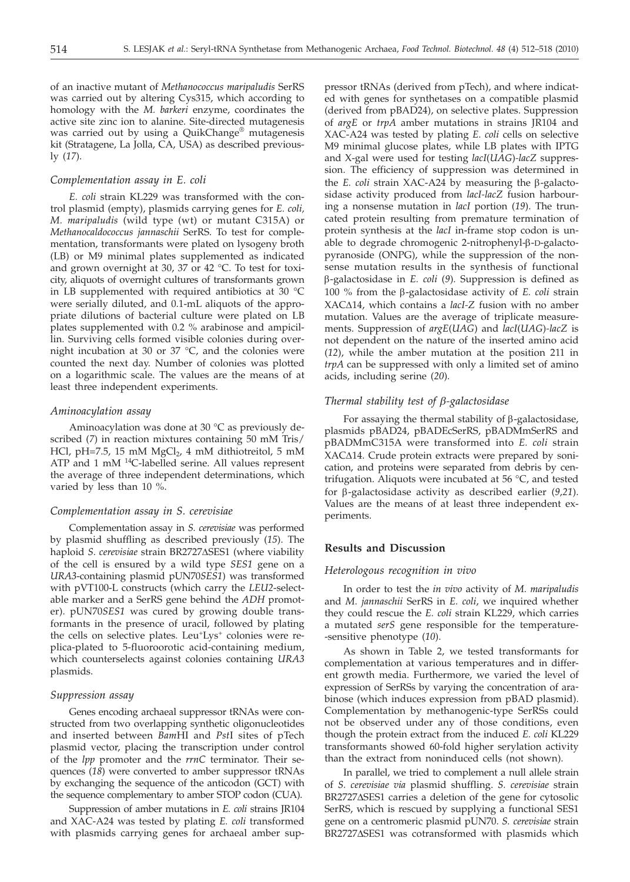of an inactive mutant of *Methanococcus maripaludis* SerRS was carried out by altering Cys315, which according to homology with the *M. barkeri* enzyme, coordinates the active site zinc ion to alanine. Site-directed mutagenesis was carried out by using a QuikChange® mutagenesis kit (Stratagene, La Jolla, CA, USA) as described previously (*17*).

### *Complementation assay in E. coli*

*E. coli* strain KL229 was transformed with the control plasmid (empty), plasmids carrying genes for *E. coli*, *M. maripaludis* (wild type (wt) or mutant C315A) or *Methanocaldococcus jannaschii* SerRS. To test for complementation, transformants were plated on lysogeny broth (LB) or M9 minimal plates supplemented as indicated and grown overnight at 30, 37 or 42 °C. To test for toxicity, aliquots of overnight cultures of transformants grown in LB supplemented with required antibiotics at 30 °C were serially diluted, and 0.1-mL aliquots of the appropriate dilutions of bacterial culture were plated on LB plates supplemented with 0.2 % arabinose and ampicillin. Surviving cells formed visible colonies during overnight incubation at 30 or 37 °C, and the colonies were counted the next day. Number of colonies was plotted on a logarithmic scale. The values are the means of at least three independent experiments.

### *Aminoacylation assay*

Aminoacylation was done at 30 °C as previously described (*7*) in reaction mixtures containing 50 mM Tris/HCl, pH=7.5, 15 mM $MgCl_2$, 4 mM dithiotreitol, 5 mM ATP and 1 mM $^{14}$C-labelled serine. All values represent the average of three independent determinations, which varied by less than 10 %.

### *Complementation assay in S. cerevisiae*

Complementation assay in *S. cerevisiae* was performed by plasmid shuffling as described previously (*15*). The haploid *S. cerevisiae* strain BR2727ΔSES1 (where viability of the cell is ensured by a wild type *SES1* gene on a *URA3*-containing plasmid pUN70*SES1*) was transformed with pVT100-L constructs (which carry the *LEU2*-selectable marker and a SerRS gene behind the *ADH* promoter). pUN70*SES1* was cured by growing double transformants in the presence of uracil, followed by plating the cells on selective plates. $Leu^+Lys^+$ colonies were replica-plated to 5-fluoroorotic acid-containing medium, which counterselects against colonies containing *URA3* plasmids.

### *Suppression assay*

Genes encoding archaeal suppressor tRNAs were constructed from two overlapping synthetic oligonucleotides and inserted between *Bam*HI and *Pst*I sites of pTech plasmid vector, placing the transcription under control of the *lpp* promoter and the *rrnC* terminator. Their sequences (*18*) were converted to amber suppressor tRNAs by exchanging the sequence of the anticodon (GCT) with the sequence complementary to amber STOP codon (CUA).

Suppression of amber mutations in *E. coli* strains JR104 and XAC-A24 was tested by plating *E. coli* transformed with plasmids carrying genes for archaeal amber suppressor tRNAs (derived from pTech), and where indicated with genes for synthetases on a compatible plasmid (derived from pBAD24), on selective plates. Suppression of *argE* or *trpA* amber mutations in strains JR104 and XAC-A24 was tested by plating *E. coli* cells on selective M9 minimal glucose plates, while LB plates with IPTG and X-gal were used for testing *lacI*(*UAG*)-*lacZ* suppression. The efficiency of suppression was determined in the *E. coli* strain XAC-A24 by measuring the β-galactosidase activity produced from *lacI-lacZ* fusion harbouring a nonsense mutation in *lacI* portion (*19*). The truncated protein resulting from premature termination of protein synthesis at the *lacI* in-frame stop codon is unable to degrade chromogenic 2-nitrophenyl-β-D-galactopyranoside (ONPG), while the suppression of the nonsense mutation results in the synthesis of functional β-galactosidase in *E. coli* (*9*). Suppression is defined as 100 % from the β-galactosidase activity of *E. coli* strain XACΔ14, which contains a *lacI-Z* fusion with no amber mutation. Values are the average of triplicate measurements. Suppression of *argE*(*UAG*) and *lacI*(*UAG*)-*lacZ* is not dependent on the nature of the inserted amino acid (*12*), while the amber mutation at the position 211 in *trpA* can be suppressed with only a limited set of amino acids, including serine (*20*).

### *Thermal stability test of β-galactosidase*

For assaying the thermal stability of β-galactosidase, plasmids pBAD24, pBADEcSerRS, pBADMmSerRS and pBADMmC315A were transformed into *E. coli* strain XACΔ14. Crude protein extracts were prepared by sonication, and proteins were separated from debris by centrifugation. Aliquots were incubated at 56 °C, and tested for β-galactosidase activity as described earlier (*9,21*). Values are the means of at least three independent experiments.

## **Results and Discussion**

### *Heterologous recognition in vivo*

In order to test the *in vivo* activity of *M. maripaludis* and *M. jannaschii* SerRS in *E. coli*, we inquired whether they could rescue the *E. coli* strain KL229, which carries a mutated *serS* gene responsible for the temperature-sensitive phenotype (*10*).

As shown in Table 2, we tested transformants for complementation at various temperatures and in different growth media. Furthermore, we varied the level of expression of SerRSs by varying the concentration of arabinose (which induces expression from pBAD plasmid). Complementation by methanogenic-type SerRSs could not be observed under any of those conditions, even though the protein extract from the induced *E. coli* KL229 transformants showed 60-fold higher serylation activity than the extract from noninduced cells (not shown).

In parallel, we tried to complement a null allele strain of *S. cerevisiae via* plasmid shuffling. *S. cerevisiae* strain BR2727ΔSES1 carries a deletion of the gene for cytosolic SerRS, which is rescued by supplying a functional SES1 gene on a centromeric plasmid pUN70. *S. cerevisiae* strain BR2727ΔSES1 was cotransformed with plasmids which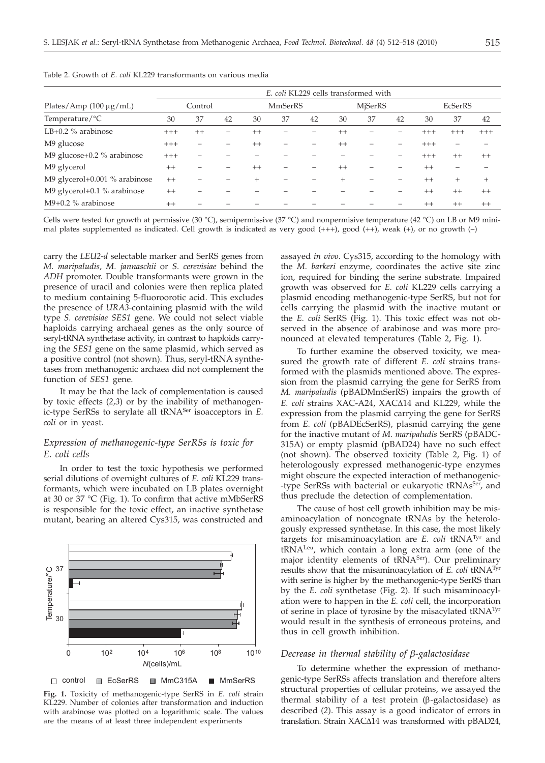Table 2. Growth of *E. coli* KL229 transformants on various media

| Plates/Amp (100 μg/mL) | *E. coli* KL229 cells transformed with | | | | | | | | | | | |
|---|---|---|---|---|---|---|---|---|---|---|---|---|
| | Control | | | MmSerRS | | | MjSerRS | | | EcSerRS | | |
| Temperature/°C | 30 | 37 | 42 | 30 | 37 | 42 | 30 | 37 | 42 | 30 | 37 | 42 |
| LB+0.2 % arabinose | +++ | ++ | – | ++ | – | – | ++ | – | – | +++ | +++ | +++ |
| M9 glucose | +++ | – | – | ++ | – | – | ++ | – | – | +++ | – | – |
| M9 glucose+0.2 % arabinose | +++ | – | – | – | – | – | – | – | – | +++ | ++ | ++ |
| M9 glycerol | ++ | – | – | ++ | – | – | ++ | – | – | ++ | – | – |
| M9 glycerol+0.001 % arabinose | ++ | – | – | + | – | – | + | – | – | ++ | + | + |
| M9 glycerol+0.1 % arabinose | ++ | – | – | – | – | – | – | – | – | ++ | ++ | ++ |
| M9+0.2 % arabinose | ++ | – | – | – | – | – | – | – | – | ++ | ++ | ++ |

Cells were tested for growth at permissive (30 °C), semipermissive (37 °C) and nonpermisive temperature (42 °C) on LB or M9 minimal plates supplemented as indicated. Cell growth is indicated as very good (+++), good (++), weak (+), or no growth (–)

carry the *LEU2-d* selectable marker and SerRS genes from *M. maripaludis*, *M. jannaschii* or *S. cerevisiae* behind the *ADH* promoter. Double transformants were grown in the presence of uracil and colonies were then replica plated to medium containing 5-fluoroorotic acid. This excludes the presence of *URA3*-containing plasmid with the wild type *S. cerevisiae SES1* gene. We could not select viable haploids carrying archaeal genes as the only source of seryl-tRNA synthetase activity, in contrast to haploids carrying the *SES1* gene on the same plasmid, which served as a positive control (not shown). Thus, seryl-tRNA synthetases from methanogenic archaea did not complement the function of *SES1* gene.

It may be that the lack of complementation is caused by toxic effects (*2,3*) or by the inability of methanogenic-type SerRSs to serylate all $tRNA^{Ser}$ isoacceptors in *E. coli* or in yeast.

### *Expression of methanogenic-type SerRSs is toxic for E. coli cells*

In order to test the toxic hypothesis we performed serial dilutions of overnight cultures of *E. coli* KL229 transformants, which were incubated on LB plates overnight at 30 or 37 °C (Fig. 1). To confirm that active mMbSerRS is responsible for the toxic effect, an inactive synthetase mutant, bearing an altered Cys315, was constructed and assayed *in vivo*. Cys315, according to the homology with the *M. barkeri* enzyme, coordinates the active site zinc ion, required for binding the serine substrate. Impaired growth was observed for *E. coli* KL229 cells carrying a plasmid encoding methanogenic-type SerRS, but not for cells carrying the plasmid with the inactive mutant or the *E. coli* SerRS (Fig. 1). This toxic effect was not observed in the absence of arabinose and was more pronounced at elevated temperatures (Table 2, Fig. 1).

**Fig. 1.** Toxicity of methanogenic-type SerRS in *E. coli* strain KL229. Number of colonies after transformation and induction with arabinose was plotted on a logarithmic scale. The values are the means of at least three independent experiments

To further examine the observed toxicity, we measured the growth rate of different *E. coli* strains transformed with the plasmids mentioned above. The expression from the plasmid carrying the gene for SerRS from *M. maripaludis* (pBADMmSerRS) impairs the growth of *E. coli* strains XAC-A24, XACΔ14 and KL229, while the expression from the plasmid carrying the gene for SerRS from *E. coli* (pBADEcSerRS), plasmid carrying the gene for the inactive mutant of *M. maripaludis* SerRS (pBADC-315A) or empty plasmid (pBAD24) have no such effect (not shown). The observed toxicity (Table 2, Fig. 1) of heterologously expressed methanogenic-type enzymes might obscure the expected interaction of methanogenic-type SerRSs with bacterial or eukaryotic $tRNAs^{Ser}$, and thus preclude the detection of complementation.

The cause of host cell growth inhibition may be misaminoacylation of noncognate tRNAs by the heterologously expressed synthetase. In this case, the most likely targets for misaminoacylation are *E. coli* $tRNA^{Tyr}$ and $tRNA^{Leu}$, which contain a long extra arm (one of the major identity elements of $tRNA^{Ser}$). Our preliminary results show that the misaminoacylation of *E. coli* $tRNA^{Tyr}$ with serine is higher by the methanogenic-type SerRS than by the *E. coli* synthetase (Fig. 2). If such misaminoacylation were to happen in the *E. coli* cell, the incorporation of serine in place of tyrosine by the misacylated $tRNA^{Tyr}$ would result in the synthesis of erroneous proteins, and thus in cell growth inhibition.

### *Decrease in thermal stability of β-galactosidase*

To determine whether the expression of methanogenic-type SerRSs affects translation and therefore alters structural properties of cellular proteins, we assayed the thermal stability of a test protein (β-galactosidase) as described (*2*). This assay is a good indicator of errors in translation. Strain XACΔ14 was transformed with pBAD24,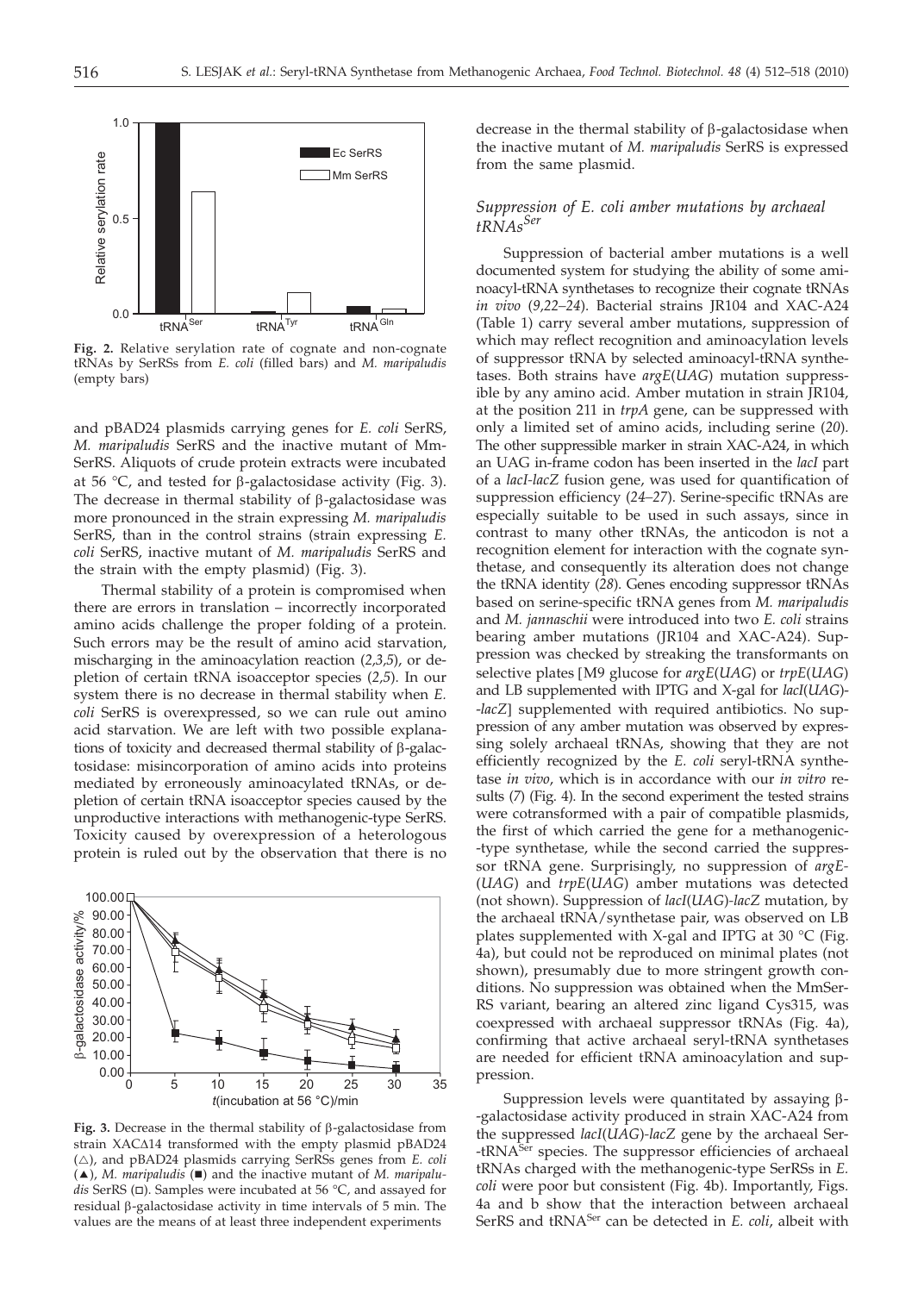**Fig. 2.** Relative serylation rate of cognate and non-cognate tRNAs by SerRSs from *E. coli* (filled bars) and *M. maripaludis* (empty bars)

and pBAD24 plasmids carrying genes for *E. coli* SerRS, *M. maripaludis* SerRS and the inactive mutant of Mm-SerRS. Aliquots of crude protein extracts were incubated at 56 °C, and tested for β-galactosidase activity (Fig. 3). The decrease in thermal stability of β-galactosidase was more pronounced in the strain expressing *M. maripaludis* SerRS, than in the control strains (strain expressing *E. coli* SerRS, inactive mutant of *M. maripaludis* SerRS and the strain with the empty plasmid) (Fig. 3).

Thermal stability of a protein is compromised when there are errors in translation – incorrectly incorporated amino acids challenge the proper folding of a protein. Such errors may be the result of amino acid starvation, mischarging in the aminoacylation reaction (*2,3,5*), or depletion of certain tRNA isoacceptor species (*2,5*). In our system there is no decrease in thermal stability when *E. coli* SerRS is overexpressed, so we can rule out amino acid starvation. We are left with two possible explanations of toxicity and decreased thermal stability of β-galactosidase: misincorporation of amino acids into proteins mediated by erroneously aminoacylated tRNAs, or depletion of certain tRNA isoacceptor species caused by the unproductive interactions with methanogenic-type SerRS. Toxicity caused by overexpression of a heterologous protein is ruled out by the observation that there is no

**Fig. 3.** Decrease in the thermal stability of β-galactosidase from strain XACΔ14 transformed with the empty plasmid pBAD24 (△), and pBAD24 plasmids carrying SerRSs genes from *E. coli* (▲), *M. maripaludis* (■) and the inactive mutant of *M. maripaludis* SerRS (□). Samples were incubated at 56 °C, and assayed for residual β-galactosidase activity in time intervals of 5 min. The values are the means of at least three independent experiments

decrease in the thermal stability of β-galactosidase when the inactive mutant of *M. maripaludis* SerRS is expressed from the same plasmid.

### *Suppression of E. coli amber mutations by archaeal tRNAs*$^{Ser}$

Suppression of bacterial amber mutations is a well documented system for studying the ability of some aminoacyl-tRNA synthetases to recognize their cognate tRNAs *in vivo* (*9,22–24*). Bacterial strains JR104 and XAC-A24 (Table 1) carry several amber mutations, suppression of which may reflect recognition and aminoacylation levels of suppressor tRNA by selected aminoacyl-tRNA synthetases. Both strains have *argE*(*UAG*) mutation suppressible by any amino acid. Amber mutation in strain JR104, at the position 211 in *trpA* gene, can be suppressed with only a limited set of amino acids, including serine (*20*). The other suppressible marker in strain XAC-A24, in which an UAG in-frame codon has been inserted in the *lacI* part of a *lacI-lacZ* fusion gene, was used for quantification of suppression efficiency (*24–27*). Serine-specific tRNAs are especially suitable to be used in such assays, since in contrast to many other tRNAs, the anticodon is not a recognition element for interaction with the cognate synthetase, and consequently its alteration does not change the tRNA identity (*28*). Genes encoding suppressor tRNAs based on serine-specific tRNA genes from *M. maripaludis* and *M. jannaschii* were introduced into two *E. coli* strains bearing amber mutations (JR104 and XAC-A24). Suppression was checked by streaking the transformants on selective plates [M9 glucose for *argE*(*UAG*) or *trpE*(*UAG*) and LB supplemented with IPTG and X-gal for *lacI*(*UAG*)-*lacZ*] supplemented with required antibiotics. No suppression of any amber mutation was observed by expressing solely archaeal tRNAs, showing that they are not efficiently recognized by the *E. coli* seryl-tRNA synthetase *in vivo*, which is in accordance with our *in vitro* results (*7*) (Fig. 4). In the second experiment the tested strains were cotransformed with a pair of compatible plasmids, the first of which carried the gene for a methanogenic-type synthetase, while the second carried the suppressor tRNA gene. Surprisingly, no suppression of *argE*(*UAG*) and *trpE*(*UAG*) amber mutations was detected (not shown). Suppression of *lacI*(*UAG*)-*lacZ* mutation, by the archaeal tRNA/synthetase pair, was observed on LB plates supplemented with X-gal and IPTG at 30 °C (Fig. 4a), but could not be reproduced on minimal plates (not shown), presumably due to more stringent growth conditions. No suppression was obtained when the MmSerRS variant, bearing an altered zinc ligand Cys315, was coexpressed with archaeal suppressor tRNAs (Fig. 4a), confirming that active archaeal seryl-tRNA synthetases are needed for efficient tRNA aminoacylation and suppression.

Suppression levels were quantitated by assaying β-galactosidase activity produced in strain XAC-A24 from the suppressed *lacI*(*UAG*)-*lacZ* gene by the archaeal Ser-tRNA$^{Ser}$ species. The suppressor efficiencies of archaeal tRNAs charged with the methanogenic-type SerRSs in *E. coli* were poor but consistent (Fig. 4b). Importantly, Figs. 4a and b show that the interaction between archaeal SerRS and tRNA$^{Ser}$ can be detected in *E. coli*, albeit with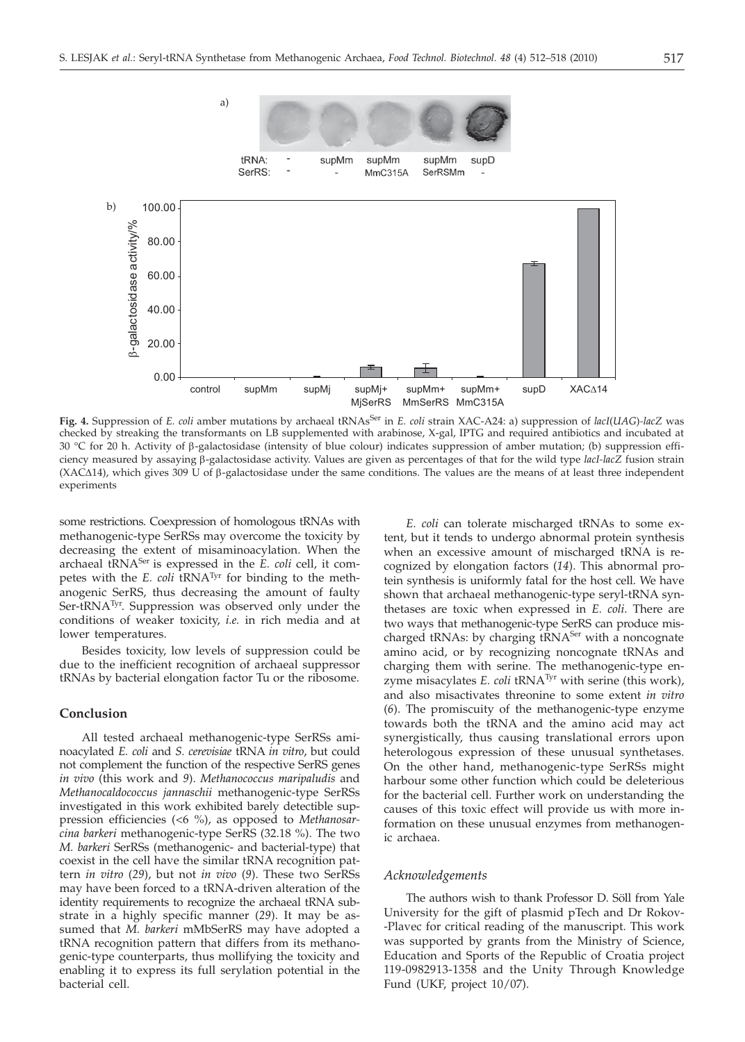**Fig. 4.** Suppression of *E. coli* amber mutations by archaeal $tRNAs^{Ser}$ in *E. coli* strain XAC-A24: a) suppression of *lacI*(*UAG*)-*lacZ* was checked by streaking the transformants on LB supplemented with arabinose, X-gal, IPTG and required antibiotics and incubated at 30 °C for 20 h. Activity of β-galactosidase (intensity of blue colour) indicates suppression of amber mutation; (b) suppression efficiency measured by assaying β-galactosidase activity. Values are given as percentages of that for the wild type *lacI-lacZ* fusion strain (XACΔ14), which gives 309 U of β-galactosidase under the same conditions. The values are the means of at least three independent experiments

some restrictions. Coexpression of homologous tRNAs with methanogenic-type SerRSs may overcome the toxicity by decreasing the extent of misaminoacylation. When the archaeal $tRNA^{Ser}$ is expressed in the *E. coli* cell, it competes with the *E. coli* $tRNA^{Tyr}$ for binding to the methanogenic SerRS, thus decreasing the amount of faulty $Ser\text{-}tRNA^{Tyr}$. Suppression was observed only under the conditions of weaker toxicity, *i.e.* in rich media and at lower temperatures.

Besides toxicity, low levels of suppression could be due to the inefficient recognition of archaeal suppressor tRNAs by bacterial elongation factor Tu or the ribosome.

## Conclusion

All tested archaeal methanogenic-type SerRSs aminoacylated *E. coli* and *S. cerevisiae* tRNA *in vitro*, but could not complement the function of the respective SerRS genes *in vivo* (this work and *9*). *Methanococcus maripaludis* and *Methanocaldococcus jannaschii* methanogenic-type SerRSs investigated in this work exhibited barely detectable suppression efficiencies (<6 %), as opposed to *Methanosarcina barkeri* methanogenic-type SerRS (32.18 %). The two *M. barkeri* SerRSs (methanogenic- and bacterial-type) that coexist in the cell have the similar tRNA recognition pattern *in vitro* (*29*), but not *in vivo* (*9*). These two SerRSs may have been forced to a tRNA-driven alteration of the identity requirements to recognize the archaeal tRNA substrate in a highly specific manner (*29*). It may be assumed that *M. barkeri* mMbSerRS may have adopted a tRNA recognition pattern that differs from its methanogenic-type counterparts, thus mollifying the toxicity and enabling it to express its full serylation potential in the bacterial cell.

*E. coli* can tolerate mischarged tRNAs to some extent, but it tends to undergo abnormal protein synthesis when an excessive amount of mischarged tRNA is recognized by elongation factors (*14*). This abnormal protein synthesis is uniformly fatal for the host cell. We have shown that archaeal methanogenic-type seryl-tRNA synthetases are toxic when expressed in *E. coli*. There are two ways that methanogenic-type SerRS can produce mischarged tRNAs: by charging $tRNA^{Ser}$ with a noncognate amino acid, or by recognizing noncognate tRNAs and charging them with serine. The methanogenic-type enzyme misacylates *E. coli* $tRNA^{Tyr}$ with serine (this work), and also misactivates threonine to some extent *in vitro* (*6*). The promiscuity of the methanogenic-type enzyme towards both the tRNA and the amino acid may act synergistically, thus causing translational errors upon heterologous expression of these unusual synthetases. On the other hand, methanogenic-type SerRSs might harbour some other function which could be deleterious for the bacterial cell. Further work on understanding the causes of this toxic effect will provide us with more information on these unusual enzymes from methanogenic archaea.

### *Acknowledgements*

The authors wish to thank Professor D. Söll from Yale University for the gift of plasmid pTech and Dr Rokov-Plavec for critical reading of the manuscript. This work was supported by grants from the Ministry of Science, Education and Sports of the Republic of Croatia project 119-0982913-1358 and the Unity Through Knowledge Fund (UKF, project 10/07).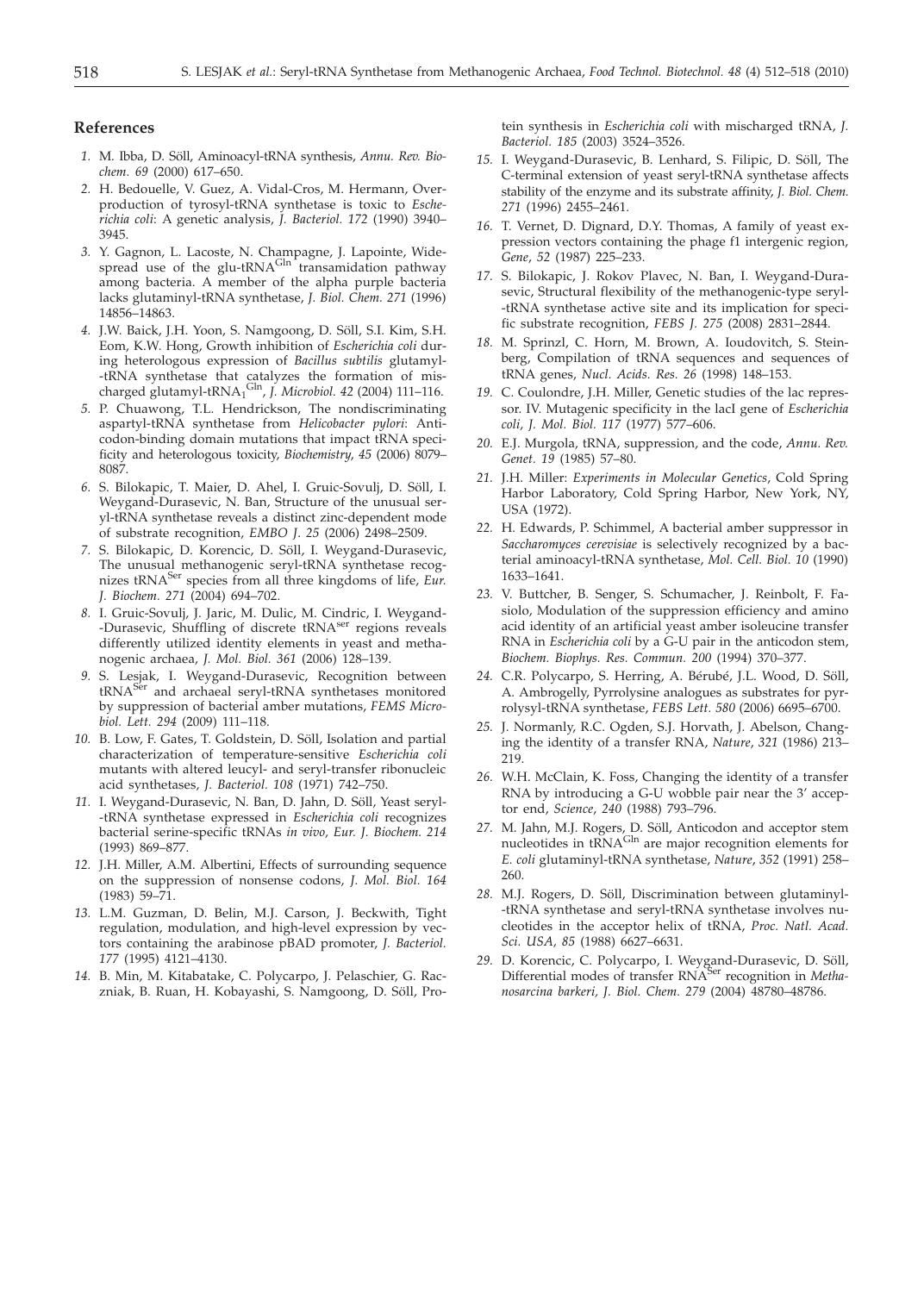## References

1. M. Ibba, D. Söll, Aminoacyl-tRNA synthesis, *Annu. Rev. Biochem. 69* (2000) 617–650.
2. H. Bedouelle, V. Guez, A. Vidal-Cros, M. Hermann, Overproduction of tyrosyl-tRNA synthetase is toxic to *Escherichia coli*: A genetic analysis, *J. Bacteriol. 172* (1990) 3940–3945.
3. Y. Gagnon, L. Lacoste, N. Champagne, J. Lapointe, Widespread use of the glu-$tRNA^{Gln}$ transamidation pathway among bacteria. A member of the alpha purple bacteria lacks glutaminyl-tRNA synthetase, *J. Biol. Chem. 271* (1996) 14856–14863.
4. J.W. Baick, J.H. Yoon, S. Namgoong, D. Söll, S.I. Kim, S.H. Eom, K.W. Hong, Growth inhibition of *Escherichia coli* during heterologous expression of *Bacillus subtilis* glutamyl-tRNA synthetase that catalyzes the formation of mischarged glutamyl-$tRNA_1^{Gln}$, *J. Microbiol. 42* (2004) 111–116.
5. P. Chuawong, T.L. Hendrickson, The nondiscriminating aspartyl-tRNA synthetase from *Helicobacter pylori*: Anticodon-binding domain mutations that impact tRNA specificity and heterologous toxicity, *Biochemistry*, *45* (2006) 8079–8087.
6. S. Bilokapic, T. Maier, D. Ahel, I. Gruic-Sovulj, D. Söll, I. Weygand-Durasevic, N. Ban, Structure of the unusual seryl-tRNA synthetase reveals a distinct zinc-dependent mode of substrate recognition, *EMBO J. 25* (2006) 2498–2509.
7. S. Bilokapic, D. Korencic, D. Söll, I. Weygand-Durasevic, The unusual methanogenic seryl-tRNA synthetase recognizes $tRNA^{Ser}$ species from all three kingdoms of life, *Eur. J. Biochem. 271* (2004) 694–702.
8. I. Gruic-Sovulj, J. Jaric, M. Dulic, M. Cindric, I. Weygand-Durasevic, Shuffling of discrete $tRNA^{ser}$ regions reveals differently utilized identity elements in yeast and methanogenic archaea, *J. Mol. Biol. 361* (2006) 128–139.
9. S. Lesjak, I. Weygand-Durasevic, Recognition between $tRNA^{Ser}$ and archaeal seryl-tRNA synthetases monitored by suppression of bacterial amber mutations, *FEMS Microbiol. Lett. 294* (2009) 111–118.
10. B. Low, F. Gates, T. Goldstein, D. Söll, Isolation and partial characterization of temperature-sensitive *Escherichia coli* mutants with altered leucyl- and seryl-transfer ribonucleic acid synthetases, *J. Bacteriol. 108* (1971) 742–750.
11. I. Weygand-Durasevic, N. Ban, D. Jahn, D. Söll, Yeast seryl-tRNA synthetase expressed in *Escherichia coli* recognizes bacterial serine-specific tRNAs *in vivo*, *Eur. J. Biochem. 214* (1993) 869–877.
12. J.H. Miller, A.M. Albertini, Effects of surrounding sequence on the suppression of nonsense codons, *J. Mol. Biol. 164* (1983) 59–71.
13. L.M. Guzman, D. Belin, M.J. Carson, J. Beckwith, Tight regulation, modulation, and high-level expression by vectors containing the arabinose pBAD promoter, *J. Bacteriol. 177* (1995) 4121–4130.
14. B. Min, M. Kitabatake, C. Polycarpo, J. Pelaschier, G. Raczniak, B. Ruan, H. Kobayashi, S. Namgoong, D. Söll, Protein synthesis in *Escherichia coli* with mischarged tRNA, *J. Bacteriol. 185* (2003) 3524–3526.
15. I. Weygand-Durasevic, B. Lenhard, S. Filipic, D. Söll, The C-terminal extension of yeast seryl-tRNA synthetase affects stability of the enzyme and its substrate affinity, *J. Biol. Chem. 271* (1996) 2455–2461.
16. T. Vernet, D. Dignard, D.Y. Thomas, A family of yeast expression vectors containing the phage f1 intergenic region, *Gene*, *52* (1987) 225–233.
17. S. Bilokapic, J. Rokov Plavec, N. Ban, I. Weygand-Durasevic, Structural flexibility of the methanogenic-type seryl-tRNA synthetase active site and its implication for specific substrate recognition, *FEBS J. 275* (2008) 2831–2844.
18. M. Sprinzl, C. Horn, M. Brown, A. Ioudovitch, S. Steinberg, Compilation of tRNA sequences and sequences of tRNA genes, *Nucl. Acids. Res. 26* (1998) 148–153.
19. C. Coulondre, J.H. Miller, Genetic studies of the lac repressor. IV. Mutagenic specificity in the lacI gene of *Escherichia coli*, *J. Mol. Biol. 117* (1977) 577–606.
20. E.J. Murgola, tRNA, suppression, and the code, *Annu. Rev. Genet. 19* (1985) 57–80.
21. J.H. Miller: *Experiments in Molecular Genetics*, Cold Spring Harbor Laboratory, Cold Spring Harbor, New York, NY, USA (1972).
22. H. Edwards, P. Schimmel, A bacterial amber suppressor in *Saccharomyces cerevisiae* is selectively recognized by a bacterial aminoacyl-tRNA synthetase, *Mol. Cell. Biol. 10* (1990) 1633–1641.
23. V. Buttcher, B. Senger, S. Schumacher, J. Reinbolt, F. Fasiolo, Modulation of the suppression efficiency and amino acid identity of an artificial yeast amber isoleucine transfer RNA in *Escherichia coli* by a G-U pair in the anticodon stem, *Biochem. Biophys. Res. Commun. 200* (1994) 370–377.
24. C.R. Polycarpo, S. Herring, A. Bérubé, J.L. Wood, D. Söll, A. Ambrogelly, Pyrrolysine analogues as substrates for pyrrolysyl-tRNA synthetase, *FEBS Lett. 580* (2006) 6695–6700.
25. J. Normanly, R.C. Ogden, S.J. Horvath, J. Abelson, Changing the identity of a transfer RNA, *Nature*, *321* (1986) 213–219.
26. W.H. McClain, K. Foss, Changing the identity of a transfer RNA by introducing a G-U wobble pair near the 3' acceptor end, *Science*, *240* (1988) 793–796.
27. M. Jahn, M.J. Rogers, D. Söll, Anticodon and acceptor stem nucleotides in $tRNA^{Gln}$ are major recognition elements for *E. coli* glutaminyl-tRNA synthetase, *Nature*, *352* (1991) 258–260.
28. M.J. Rogers, D. Söll, Discrimination between glutaminyl-tRNA synthetase and seryl-tRNA synthetase involves nucleotides in the acceptor helix of tRNA, *Proc. Natl. Acad. Sci. USA*, *85* (1988) 6627–6631.
29. D. Korencic, C. Polycarpo, I. Weygand-Durasevic, D. Söll, Differential modes of transfer $RNA^{Ser}$ recognition in *Methanosarcina barkeri*, *J. Biol. Chem. 279* (2004) 48780–48786.